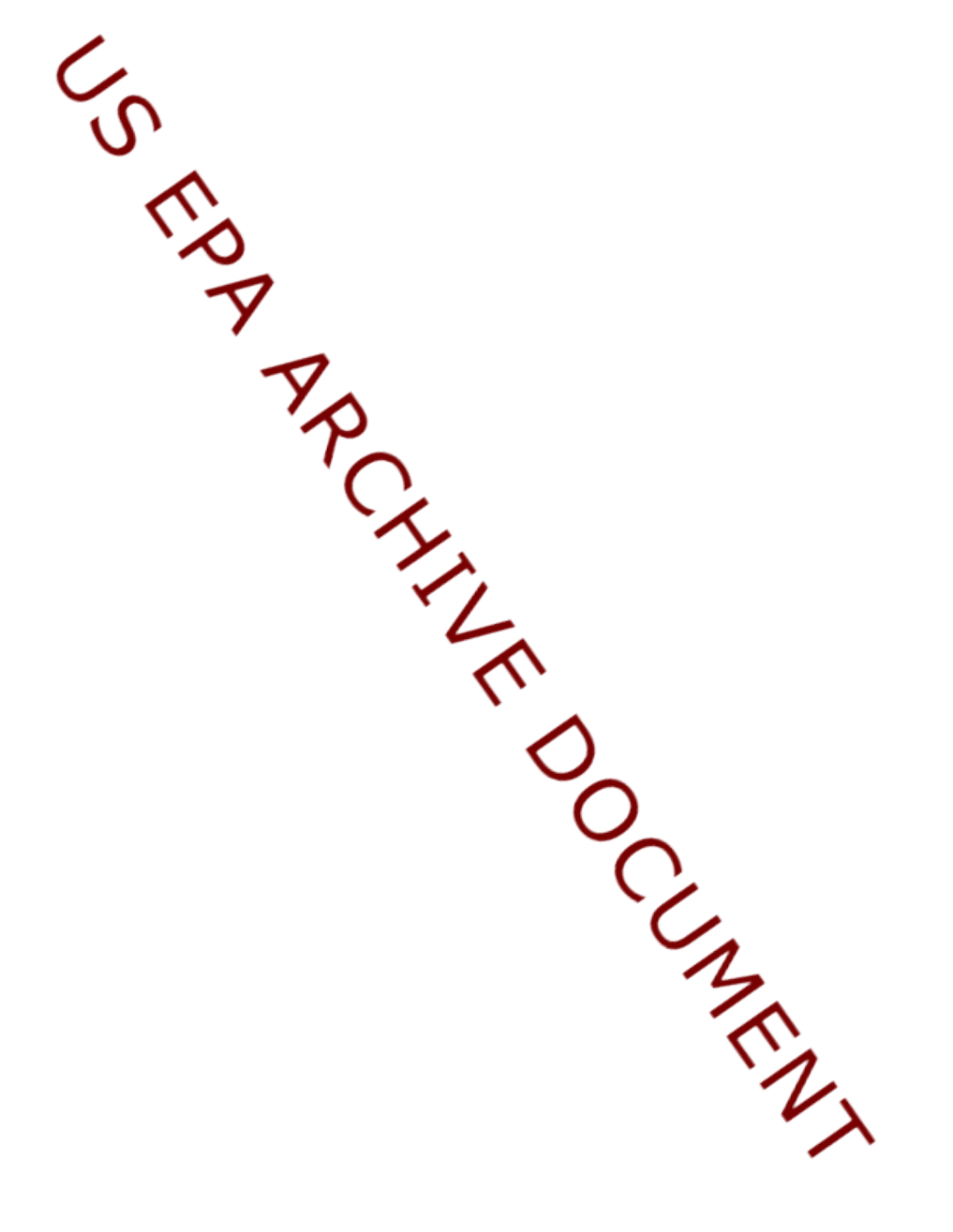US EPA ARCHIVE DOCUMENT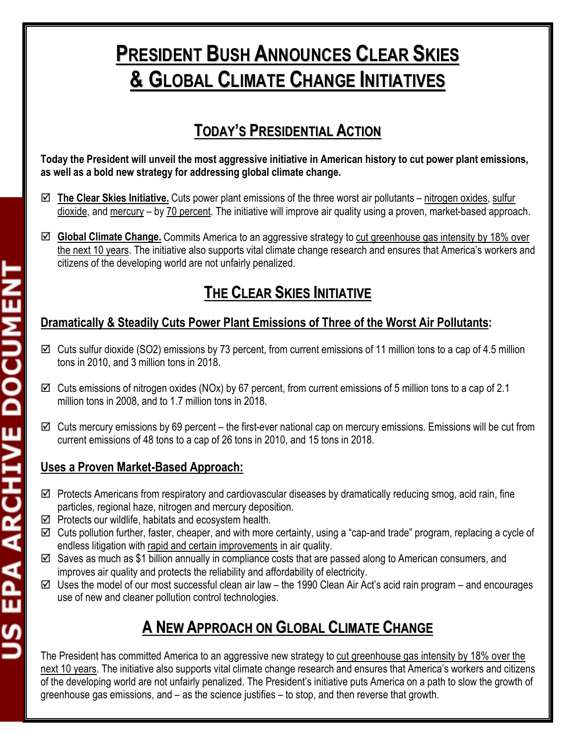# President Bush Announces Clear Skies & Global Climate Change Initiatives

## Today's Presidential Action

**Today the President will unveil the most aggressive initiative in American history to cut power plant emissions, as well as a bold new strategy for addressing global climate change.**

- ☑ **The Clear Skies Initiative.** Cuts power plant emissions of the three worst air pollutants – nitrogen oxides, sulfur dioxide, and mercury – by 70 percent. The initiative will improve air quality using a proven, market-based approach.

- ☑ **Global Climate Change.** Commits America to an aggressive strategy to cut greenhouse gas intensity by 18% over the next 10 years. The initiative also supports vital climate change research and ensures that America's workers and citizens of the developing world are not unfairly penalized.

## The Clear Skies Initiative

### Dramatically & Steadily Cuts Power Plant Emissions of Three of the Worst Air Pollutants:

- ☑ Cuts sulfur dioxide ($SO_2$) emissions by 73 percent, from current emissions of 11 million tons to a cap of 4.5 million tons in 2010, and 3 million tons in 2018.

- ☑ Cuts emissions of nitrogen oxides ($NO_x$) by 67 percent, from current emissions of 5 million tons to a cap of 2.1 million tons in 2008, and to 1.7 million tons in 2018.

- ☑ Cuts mercury emissions by 69 percent – the first-ever national cap on mercury emissions. Emissions will be cut from current emissions of 48 tons to a cap of 26 tons in 2010, and 15 tons in 2018.

### Uses a Proven Market-Based Approach:

- ☑ Protects Americans from respiratory and cardiovascular diseases by dramatically reducing smog, acid rain, fine particles, regional haze, nitrogen and mercury deposition.
- ☑ Protects our wildlife, habitats and ecosystem health.
- ☑ Cuts pollution further, faster, cheaper, and with more certainty, using a "cap-and trade" program, replacing a cycle of endless litigation with rapid and certain improvements in air quality.
- ☑ Saves as much as $1 billion annually in compliance costs that are passed along to American consumers, and improves air quality and protects the reliability and affordability of electricity.
- ☑ Uses the model of our most successful clean air law – the 1990 Clean Air Act's acid rain program – and encourages use of new and cleaner pollution control technologies.

## A New Approach on Global Climate Change

The President has committed America to an aggressive new strategy to cut greenhouse gas intensity by 18% over the next 10 years. The initiative also supports vital climate change research and ensures that America's workers and citizens of the developing world are not unfairly penalized. The President's initiative puts America on a path to slow the growth of greenhouse gas emissions, and – as the science justifies – to stop, and then reverse that growth.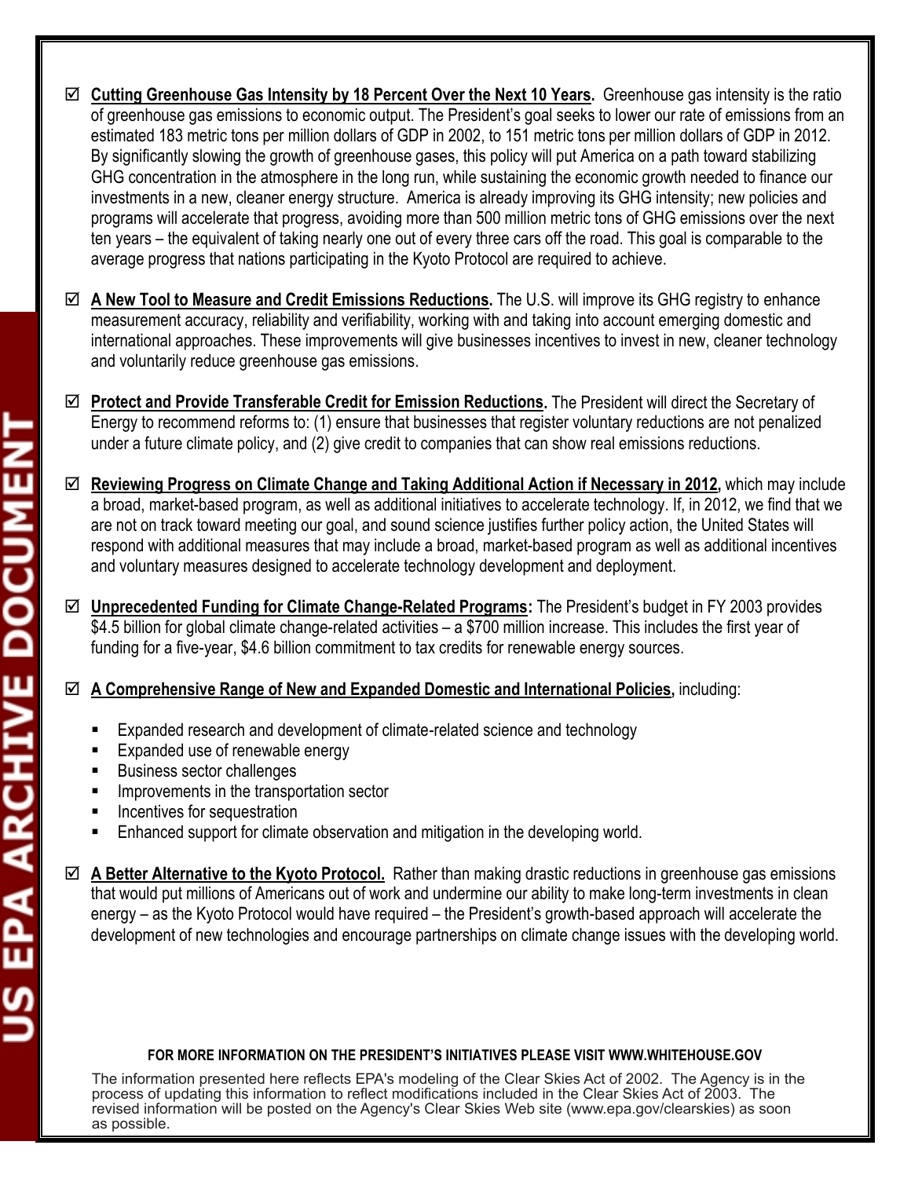☑ **Cutting Greenhouse Gas Intensity by 18 Percent Over the Next 10 Years.** Greenhouse gas intensity is the ratio of greenhouse gas emissions to economic output. The President's goal seeks to lower our rate of emissions from an estimated 183 metric tons per million dollars of GDP in 2002, to 151 metric tons per million dollars of GDP in 2012. By significantly slowing the growth of greenhouse gases, this policy will put America on a path toward stabilizing GHG concentration in the atmosphere in the long run, while sustaining the economic growth needed to finance our investments in a new, cleaner energy structure. America is already improving its GHG intensity; new policies and programs will accelerate that progress, avoiding more than 500 million metric tons of GHG emissions over the next ten years – the equivalent of taking nearly one out of every three cars off the road. This goal is comparable to the average progress that nations participating in the Kyoto Protocol are required to achieve.

☑ **A New Tool to Measure and Credit Emissions Reductions.** The U.S. will improve its GHG registry to enhance measurement accuracy, reliability and verifiability, working with and taking into account emerging domestic and international approaches. These improvements will give businesses incentives to invest in new, cleaner technology and voluntarily reduce greenhouse gas emissions.

☑ **Protect and Provide Transferable Credit for Emission Reductions.** The President will direct the Secretary of Energy to recommend reforms to: (1) ensure that businesses that register voluntary reductions are not penalized under a future climate policy, and (2) give credit to companies that can show real emissions reductions.

☑ **Reviewing Progress on Climate Change and Taking Additional Action if Necessary in 2012,** which may include a broad, market-based program, as well as additional initiatives to accelerate technology. If, in 2012, we find that we are not on track toward meeting our goal, and sound science justifies further policy action, the United States will respond with additional measures that may include a broad, market-based program as well as additional incentives and voluntary measures designed to accelerate technology development and deployment.

☑ **Unprecedented Funding for Climate Change-Related Programs:** The President's budget in FY 2003 provides $4.5 billion for global climate change-related activities – a $700 million increase. This includes the first year of funding for a five-year, $4.6 billion commitment to tax credits for renewable energy sources.

☑ **A Comprehensive Range of New and Expanded Domestic and International Policies,** including:

- Expanded research and development of climate-related science and technology
- Expanded use of renewable energy
- Business sector challenges
- Improvements in the transportation sector
- Incentives for sequestration
- Enhanced support for climate observation and mitigation in the developing world.

☑ **A Better Alternative to the Kyoto Protocol.** Rather than making drastic reductions in greenhouse gas emissions that would put millions of Americans out of work and undermine our ability to make long-term investments in clean energy – as the Kyoto Protocol would have required – the President's growth-based approach will accelerate the development of new technologies and encourage partnerships on climate change issues with the developing world.

**FOR MORE INFORMATION ON THE PRESIDENT'S INITIATIVES PLEASE VISIT WWW.WHITEHOUSE.GOV**

The information presented here reflects EPA's modeling of the Clear Skies Act of 2002. The Agency is in the process of updating this information to reflect modifications included in the Clear Skies Act of 2003. The revised information will be posted on the Agency's Clear Skies Web site (www.epa.gov/clearskies) as soon as possible.